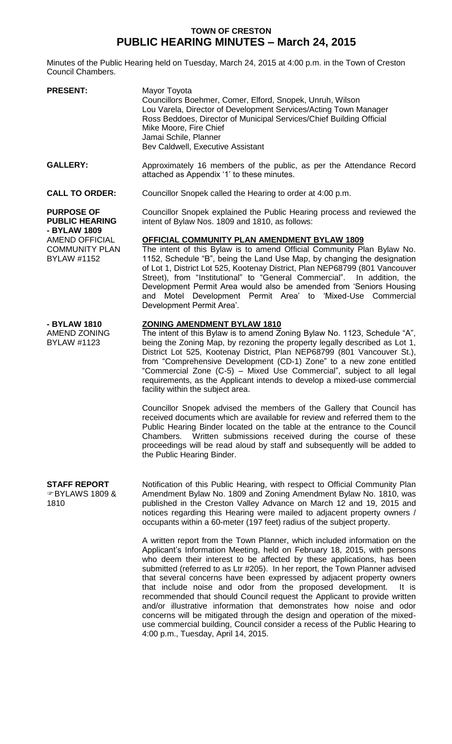# TOWN OF CRESTON
# PUBLIC HEARING MINUTES – March 24, 2015

Minutes of the Public Hearing held on Tuesday, March 24, 2015 at 4:00 p.m. in the Town of Creston Council Chambers.

**PRESENT:**

Mayor Toyota
Councillors Boehmer, Comer, Elford, Snopek, Unruh, Wilson
Lou Varela, Director of Development Services/Acting Town Manager
Ross Beddoes, Director of Municipal Services/Chief Building Official
Mike Moore, Fire Chief
Jamai Schile, Planner
Bev Caldwell, Executive Assistant

**GALLERY:**

Approximately 16 members of the public, as per the Attendance Record attached as Appendix '1' to these minutes.

**CALL TO ORDER:**

Councillor Snopek called the Hearing to order at 4:00 p.m.

**PURPOSE OF PUBLIC HEARING - BYLAW 1809** AMEND OFFICIAL COMMUNITY PLAN BYLAW #1152

Councillor Snopek explained the Public Hearing process and reviewed the intent of Bylaw Nos. 1809 and 1810, as follows:

**OFFICIAL COMMUNITY PLAN AMENDMENT BYLAW 1809**

The intent of this Bylaw is to amend Official Community Plan Bylaw No. 1152, Schedule "B", being the Land Use Map, by changing the designation of Lot 1, District Lot 525, Kootenay District, Plan NEP68799 (801 Vancouver Street), from "Institutional" to "General Commercial". In addition, the Development Permit Area would also be amended from 'Seniors Housing and Motel Development Permit Area' to 'Mixed-Use Commercial Development Permit Area'.

**- BYLAW 1810** AMEND ZONING BYLAW #1123

**ZONING AMENDMENT BYLAW 1810**

The intent of this Bylaw is to amend Zoning Bylaw No. 1123, Schedule "A", being the Zoning Map, by rezoning the property legally described as Lot 1, District Lot 525, Kootenay District, Plan NEP68799 (801 Vancouver St.), from "Comprehensive Development (CD-1) Zone" to a new zone entitled "Commercial Zone (C-5) – Mixed Use Commercial", subject to all legal requirements, as the Applicant intends to develop a mixed-use commercial facility within the subject area.

Councillor Snopek advised the members of the Gallery that Council has received documents which are available for review and referred them to the Public Hearing Binder located on the table at the entrance to the Council Chambers. Written submissions received during the course of these proceedings will be read aloud by staff and subsequently will be added to the Public Hearing Binder.

**STAFF REPORT** ☞BYLAWS 1809 & 1810

Notification of this Public Hearing, with respect to Official Community Plan Amendment Bylaw No. 1809 and Zoning Amendment Bylaw No. 1810, was published in the Creston Valley Advance on March 12 and 19, 2015 and notices regarding this Hearing were mailed to adjacent property owners / occupants within a 60-meter (197 feet) radius of the subject property.

A written report from the Town Planner, which included information on the Applicant's Information Meeting, held on February 18, 2015, with persons who deem their interest to be affected by these applications, has been submitted (referred to as Ltr #205). In her report, the Town Planner advised that several concerns have been expressed by adjacent property owners that include noise and odor from the proposed development. It is recommended that should Council request the Applicant to provide written and/or illustrative information that demonstrates how noise and odor concerns will be mitigated through the design and operation of the mixed-use commercial building, Council consider a recess of the Public Hearing to 4:00 p.m., Tuesday, April 14, 2015.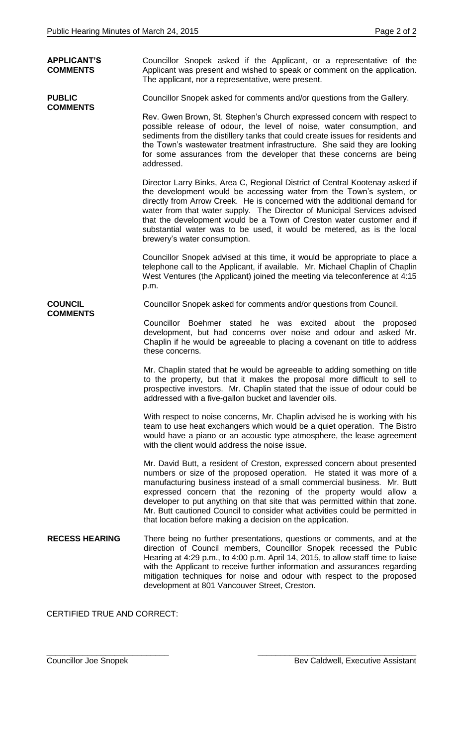**APPLICANT'S COMMENTS**

Councillor Snopek asked if the Applicant, or a representative of the Applicant was present and wished to speak or comment on the application. The applicant, nor a representative, were present.

**PUBLIC COMMENTS**

Councillor Snopek asked for comments and/or questions from the Gallery.

Rev. Gwen Brown, St. Stephen's Church expressed concern with respect to possible release of odour, the level of noise, water consumption, and sediments from the distillery tanks that could create issues for residents and the Town's wastewater treatment infrastructure. She said they are looking for some assurances from the developer that these concerns are being addressed.

Director Larry Binks, Area C, Regional District of Central Kootenay asked if the development would be accessing water from the Town's system, or directly from Arrow Creek. He is concerned with the additional demand for water from that water supply. The Director of Municipal Services advised that the development would be a Town of Creston water customer and if substantial water was to be used, it would be metered, as is the local brewery's water consumption.

Councillor Snopek advised at this time, it would be appropriate to place a telephone call to the Applicant, if available. Mr. Michael Chaplin of Chaplin West Ventures (the Applicant) joined the meeting via teleconference at 4:15 p.m.

**COUNCIL COMMENTS**

Councillor Snopek asked for comments and/or questions from Council.

Councillor Boehmer stated he was excited about the proposed development, but had concerns over noise and odour and asked Mr. Chaplin if he would be agreeable to placing a covenant on title to address these concerns.

Mr. Chaplin stated that he would be agreeable to adding something on title to the property, but that it makes the proposal more difficult to sell to prospective investors. Mr. Chaplin stated that the issue of odour could be addressed with a five-gallon bucket and lavender oils.

With respect to noise concerns, Mr. Chaplin advised he is working with his team to use heat exchangers which would be a quiet operation. The Bistro would have a piano or an acoustic type atmosphere, the lease agreement with the client would address the noise issue.

Mr. David Butt, a resident of Creston, expressed concern about presented numbers or size of the proposed operation. He stated it was more of a manufacturing business instead of a small commercial business. Mr. Butt expressed concern that the rezoning of the property would allow a developer to put anything on that site that was permitted within that zone. Mr. Butt cautioned Council to consider what activities could be permitted in that location before making a decision on the application.

**RECESS HEARING**

There being no further presentations, questions or comments, and at the direction of Council members, Councillor Snopek recessed the Public Hearing at 4:29 p.m., to 4:00 p.m. April 14, 2015, to allow staff time to liaise with the Applicant to receive further information and assurances regarding mitigation techniques for noise and odour with respect to the proposed development at 801 Vancouver Street, Creston.

CERTIFIED TRUE AND CORRECT:

\_\_\_\_\_\_\_\_\_\_\_\_\_\_\_\_\_\_\_\_\_\_\_\_\_\_\_\_
Councillor Joe Snopek

\_\_\_\_\_\_\_\_\_\_\_\_\_\_\_\_\_\_\_\_\_\_\_\_\_\_\_\_
Bev Caldwell, Executive Assistant